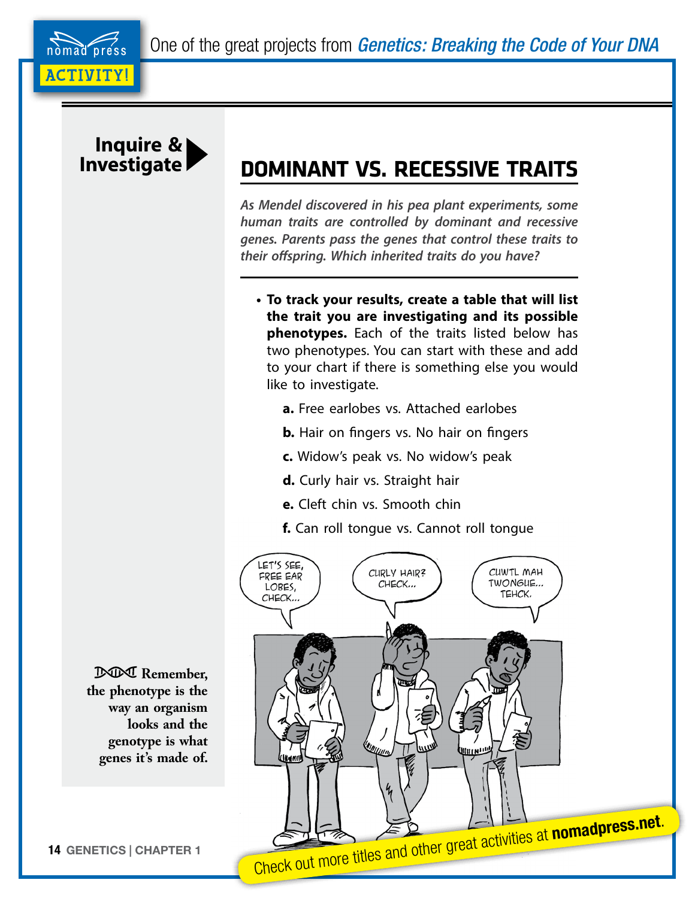One of the great projects from *Genetics: Breaking the Code of Your DNA*

**ACTIVITY!**

**Inquire & Investigate**

## DOMINANT VS. RECESSIVE TRAITS

*As Mendel discovered in his pea plant experiments, some human traits are controlled by dominant and recessive genes. Parents pass the genes that control these traits to their offspring. Which inherited traits do you have?*

- **To track your results, create a table that will list the trait you are investigating and its possible phenotypes.** Each of the traits listed below has two phenotypes. You can start with these and add to your chart if there is something else you would like to investigate.

  **a.** Free earlobes vs. Attached earlobes

  **b.** Hair on fingers vs. No hair on fingers

  **c.** Widow's peak vs. No widow's peak

  **d.** Curly hair vs. Straight hair

  **e.** Cleft chin vs. Smooth chin

  **f.** Can roll tongue vs. Cannot roll tongue

**Remember, the phenotype is the way an organism looks and the genotype is what genes it's made of.**

Check out more titles and other great activities at **nomadpress.net**.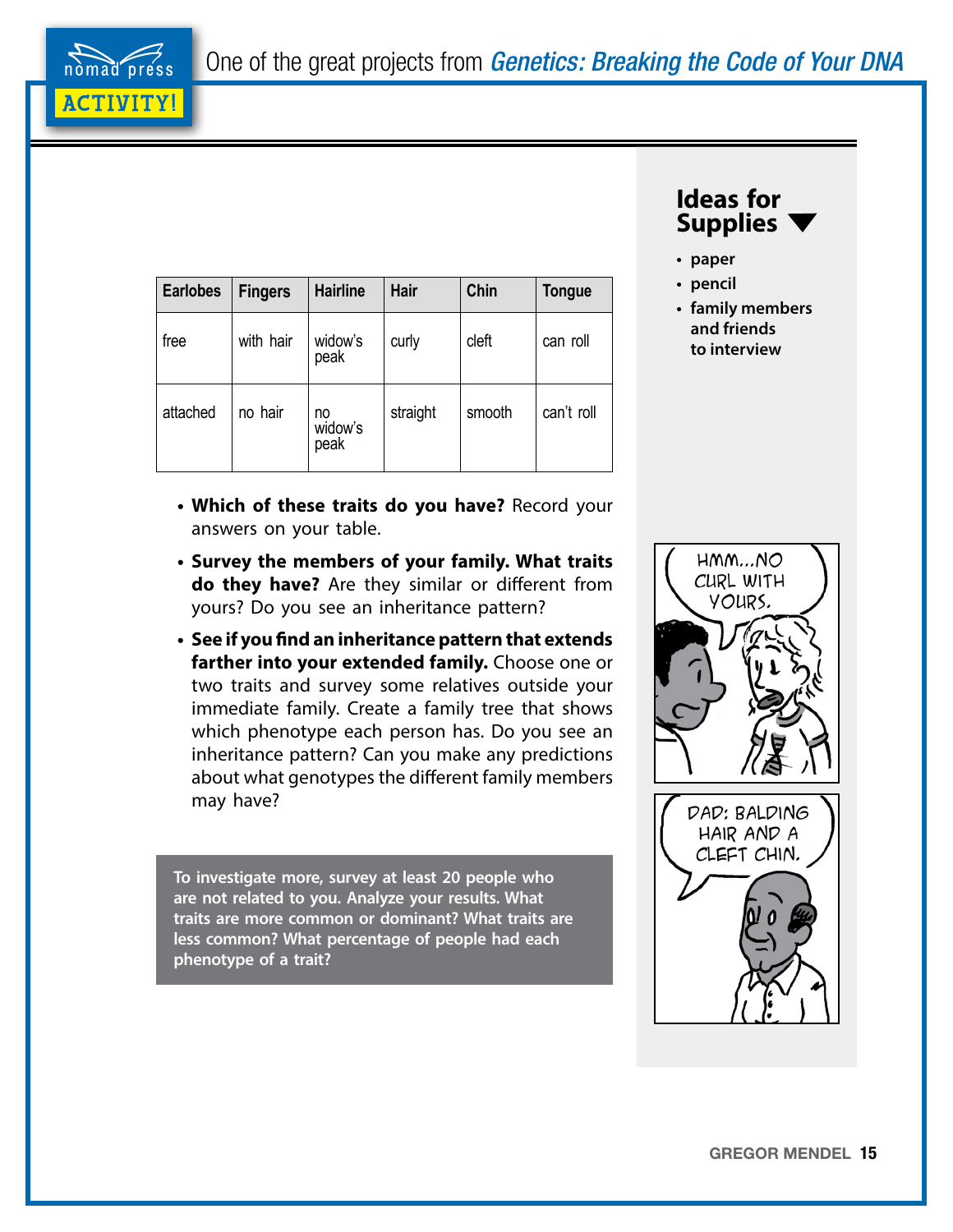| Earlobes | Fingers | Hairline | Hair | Chin | Tongue |
|---|---|---|---|---|---|
| free | with hair | widow's peak | curly | cleft | can roll |
| attached | no hair | no widow's peak | straight | smooth | can't roll |

- **Which of these traits do you have?** Record your answers on your table.
- **Survey the members of your family. What traits do they have?** Are they similar or different from yours? Do you see an inheritance pattern?
- **See if you find an inheritance pattern that extends farther into your extended family.** Choose one or two traits and survey some relatives outside your immediate family. Create a family tree that shows which phenotype each person has. Do you see an inheritance pattern? Can you make any predictions about what genotypes the different family members may have?

**To investigate more, survey at least 20 people who are not related to you. Analyze your results. What traits are more common or dominant? What traits are less common? What percentage of people had each phenotype of a trait?**

## Ideas for Supplies

- **paper**
- **pencil**
- **family members and friends to interview**